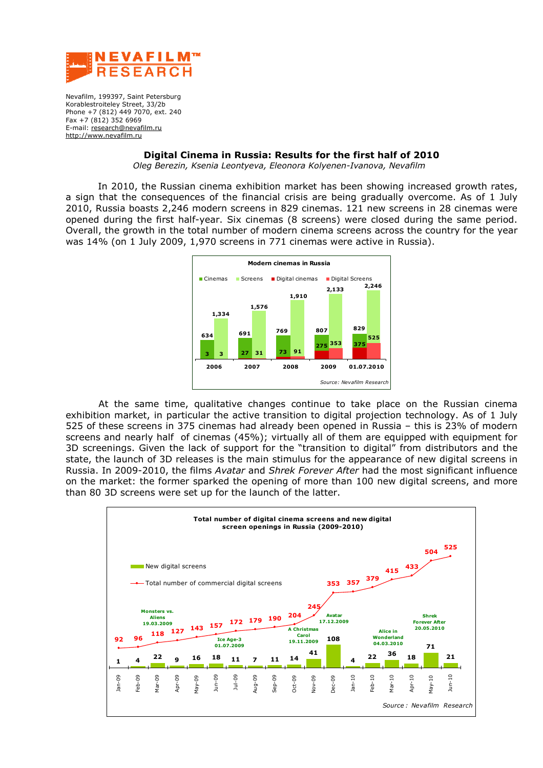NEVAFILM™ RESEARCH

Nevafilm, 199397, Saint Petersburg
Korablestroiteley Street, 33/2b
Phone +7 (812) 449 7070, ext. 240
Fax +7 (812) 352 6969
E-mail: research@nevafilm.ru
http://www.nevafilm.ru

# Digital Cinema in Russia: Results for the first half of 2010

*Oleg Berezin, Ksenia Leontyeva, Eleonora Kolyenen-Ivanova, Nevafilm*

In 2010, the Russian cinema exhibition market has been showing increased growth rates, a sign that the consequences of the financial crisis are being gradually overcome. As of 1 July 2010, Russia boasts 2,246 modern screens in 829 cinemas. 121 new screens in 28 cinemas were opened during the first half-year. Six cinemas (8 screens) were closed during the same period. Overall, the growth in the total number of modern cinema screens across the country for the year was 14% (on 1 July 2009, 1,970 screens in 771 cinemas were active in Russia).

**Modern cinemas in Russia**

| | Cinemas | Screens | Digital cinemas | Digital Screens |
|---|---|---|---|---|
| 2006 | 634 | 1,334 | 3 | 3 |
| 2007 | 691 | 1,576 | 27 | 31 |
| 2008 | 769 | 1,910 | 73 | 91 |
| 2009 | 807 | 2,133 | 275 | 353 |
| 01.07.2010 | 829 | 2,246 | 375 | 525 |

*Source: Nevafilm Research*

At the same time, qualitative changes continue to take place on the Russian cinema exhibition market, in particular the active transition to digital projection technology. As of 1 July 525 of these screens in 375 cinemas had already been opened in Russia – this is 23% of modern screens and nearly half of cinemas (45%); virtually all of them are equipped with equipment for 3D screenings. Given the lack of support for the "transition to digital" from distributors and the state, the launch of 3D releases is the main stimulus for the appearance of new digital screens in Russia. In 2009-2010, the films *Avatar* and *Shrek Forever After* had the most significant influence on the market: the former sparked the opening of more than 100 new digital screens, and more than 80 3D screens were set up for the launch of the latter.

**Total number of digital cinema screens and new digital screen openings in Russia (2009-2010)**

| Month | New digital screens | Total number of commercial digital screens | Release |
|---|---|---|---|
| Jan-09 | 1 | 92 | |
| Feb-09 | 4 | 96 | |
| Mar-09 | 22 | 118 | Monsters vs. Aliens 19.03.2009 |
| Apr-09 | 9 | 127 | |
| May-09 | 16 | 143 | |
| Jun-09 | 18 | 157 | |
| Jul-09 | 11 | 172 | Ice Age-3 01.07.2009 |
| Aug-09 | 7 | 179 | |
| Sep-09 | 11 | 190 | |
| Oct-09 | 14 | 204 | |
| Nov-09 | 41 | 245 | A Christmas Carol 19.11.2009 |
| Dec-09 | 108 | 353 | Avatar 17.12.2009 |
| Jan-10 | 4 | 357 | |
| Feb-10 | 22 | 379 | |
| Mar-10 | 36 | 415 | Alice in Wonderland 04.03.2010 |
| Apr-10 | 18 | 433 | |
| May-10 | 71 | 504 | Shrek Forever After 20.05.2010 |
| Jun-10 | 21 | 525 | |

*Source: Nevafilm Research*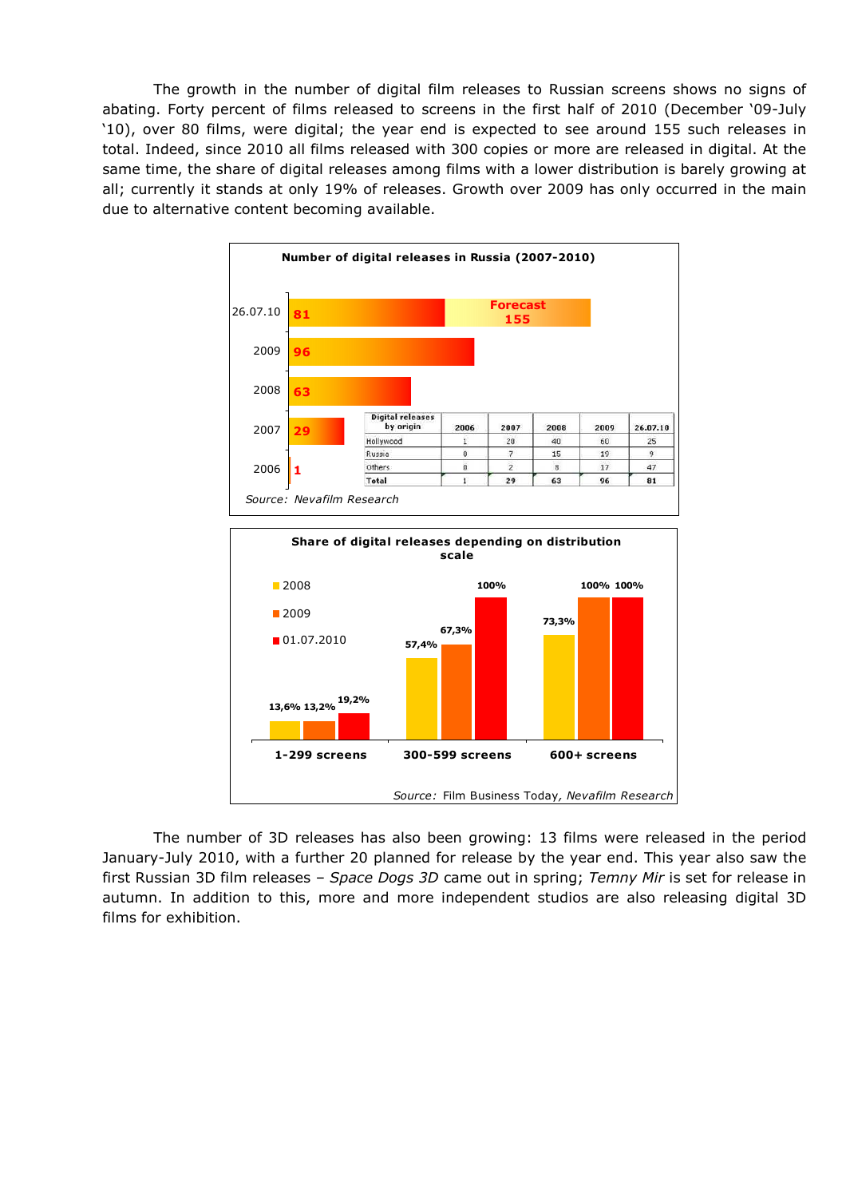The growth in the number of digital film releases to Russian screens shows no signs of abating. Forty percent of films released to screens in the first half of 2010 (December '09-July '10), over 80 films, were digital; the year end is expected to see around 155 such releases in total. Indeed, since 2010 all films released with 300 copies or more are released in digital. At the same time, the share of digital releases among films with a lower distribution is barely growing at all; currently it stands at only 19% of releases. Growth over 2009 has only occurred in the main due to alternative content becoming available.

**Number of digital releases in Russia (2007-2010)**

| Period | Digital releases |
|---|---|
| 26.07.10 | 81 (Forecast 155) |
| 2009 | 96 |
| 2008 | 63 |
| 2007 | 29 |
| 2006 | 1 |

| Digital releases by origin | 2006 | 2007 | 2008 | 2009 | 26.07.10 |
|---|---|---|---|---|---|
| Hollywood | 1 | 20 | 40 | 60 | 25 |
| Russia | 0 | 7 | 15 | 19 | 9 |
| Others | 0 | 2 | 8 | 17 | 47 |
| Total | 1 | 29 | 63 | 96 | 81 |

Source: *Nevafilm Research*

**Share of digital releases depending on distribution scale**

| | 2008 | 2009 | 01.07.2010 |
|---|---|---|---|
| 1-299 screens | 13,6% | 13,2% | 19,2% |
| 300-599 screens | 57,4% | 67,3% | 100% |
| 600+ screens | 73,3% | 100% | 100% |

*Source:* Film Business Today, *Nevafilm Research*

The number of 3D releases has also been growing: 13 films were released in the period January-July 2010, with a further 20 planned for release by the year end. This year also saw the first Russian 3D film releases – *Space Dogs 3D* came out in spring; *Temny Mir* is set for release in autumn. In addition to this, more and more independent studios are also releasing digital 3D films for exhibition.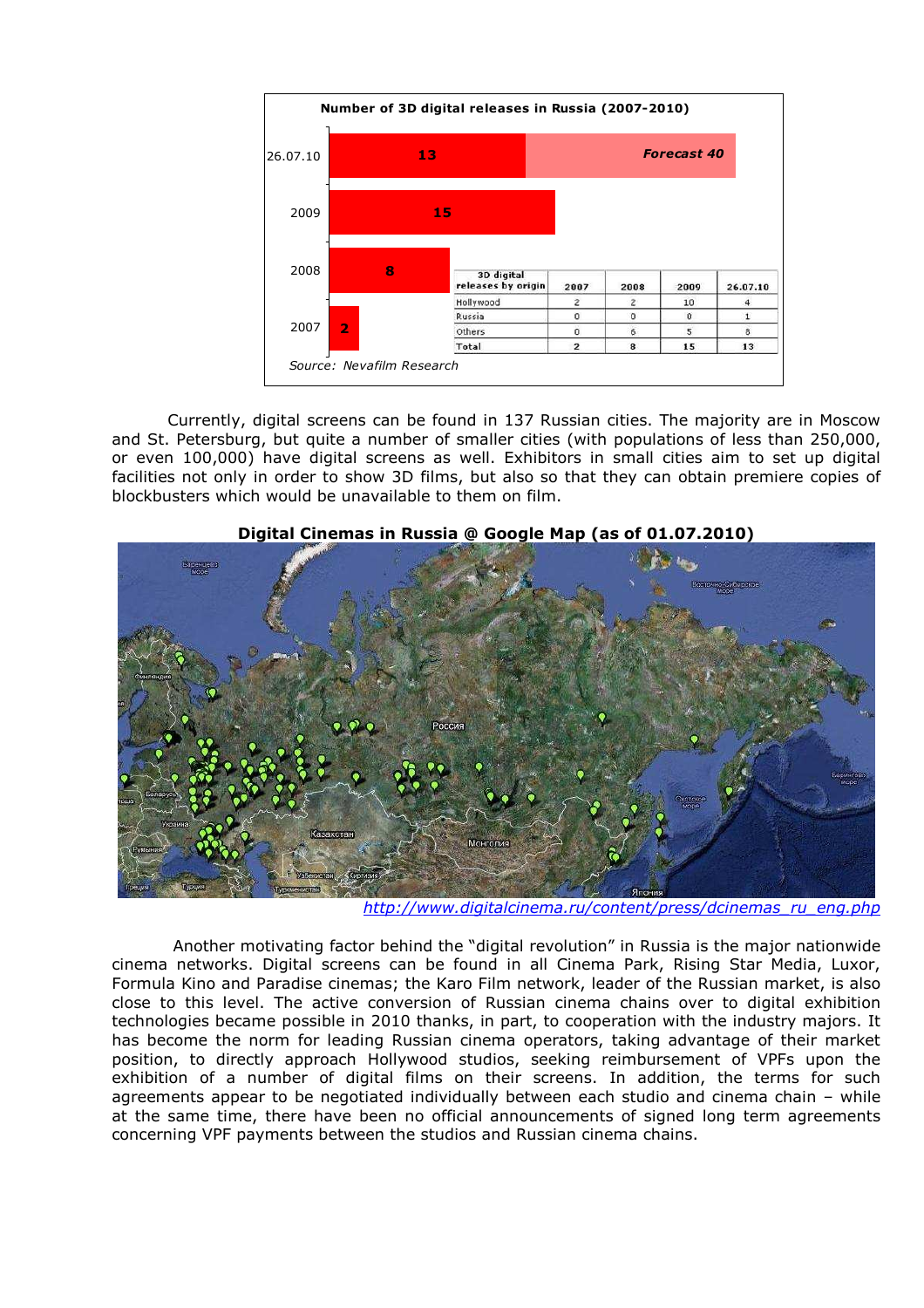**Number of 3D digital releases in Russia (2007-2010)**

| 3D digital releases by origin | 2007 | 2008 | 2009 | 26.07.10 |
|---|---|---|---|---|
| Hollywood | 2 | 2 | 10 | 4 |
| Russia | 0 | 0 | 0 | 1 |
| Others | 0 | 6 | 5 | 8 |
| Total | 2 | 8 | 15 | 13 |

26.07.10: 13 — *Forecast 40*

*Source: Nevafilm Research*

Currently, digital screens can be found in 137 Russian cities. The majority are in Moscow and St. Petersburg, but quite a number of smaller cities (with populations of less than 250,000, or even 100,000) have digital screens as well. Exhibitors in small cities aim to set up digital facilities not only in order to show 3D films, but also so that they can obtain premiere copies of blockbusters which would be unavailable to them on film.

**Digital Cinemas in Russia @ Google Map (as of 01.07.2010)**

*http://www.digitalcinema.ru/content/press/dcinemas_ru_eng.php*

Another motivating factor behind the "digital revolution" in Russia is the major nationwide cinema networks. Digital screens can be found in all Cinema Park, Rising Star Media, Luxor, Formula Kino and Paradise cinemas; the Karo Film network, leader of the Russian market, is also close to this level. The active conversion of Russian cinema chains over to digital exhibition technologies became possible in 2010 thanks, in part, to cooperation with the industry majors. It has become the norm for leading Russian cinema operators, taking advantage of their market position, to directly approach Hollywood studios, seeking reimbursement of VPFs upon the exhibition of a number of digital films on their screens. In addition, the terms for such agreements appear to be negotiated individually between each studio and cinema chain – while at the same time, there have been no official announcements of signed long term agreements concerning VPF payments between the studios and Russian cinema chains.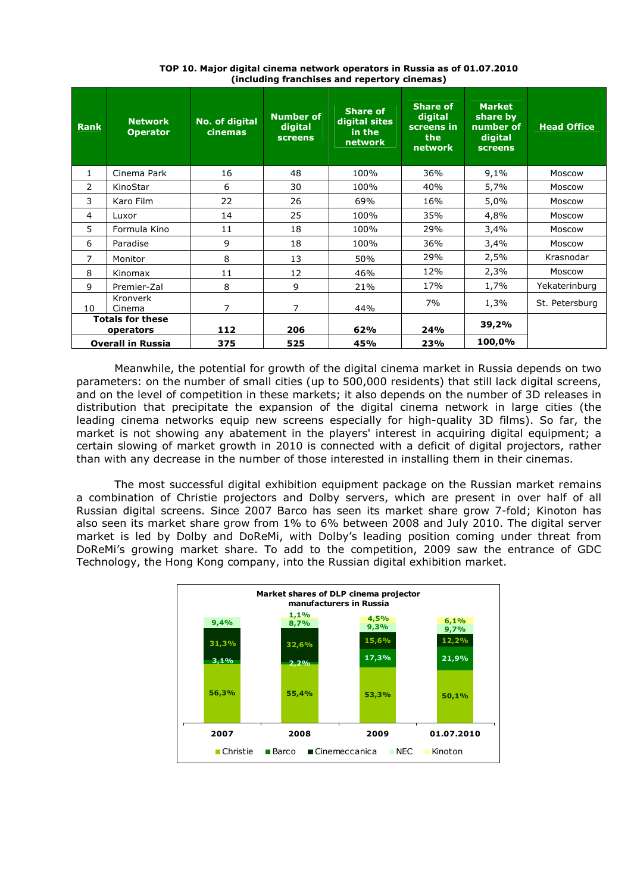**TOP 10. Major digital cinema network operators in Russia as of 01.07.2010 (including franchises and repertory cinemas)**

| Rank | Network Operator | No. of digital cinemas | Number of digital screens | Share of digital sites in the network | Share of digital screens in the network | Market share by number of digital screens | Head Office |
|---|---|---|---|---|---|---|---|
| 1 | Cinema Park | 16 | 48 | 100% | 36% | 9,1% | Moscow |
| 2 | KinoStar | 6 | 30 | 100% | 40% | 5,7% | Moscow |
| 3 | Karo Film | 22 | 26 | 69% | 16% | 5,0% | Moscow |
| 4 | Luxor | 14 | 25 | 100% | 35% | 4,8% | Moscow |
| 5 | Formula Kino | 11 | 18 | 100% | 29% | 3,4% | Moscow |
| 6 | Paradise | 9 | 18 | 100% | 36% | 3,4% | Moscow |
| 7 | Monitor | 8 | 13 | 50% | 29% | 2,5% | Krasnodar |
| 8 | Kinomax | 11 | 12 | 46% | 12% | 2,3% | Moscow |
| 9 | Premier-Zal | 8 | 9 | 21% | 17% | 1,7% | Yekaterinburg |
| 10 | Kronverk Cinema | 7 | 7 | 44% | 7% | 1,3% | St. Petersburg |
| **Totals for these operators** | | **112** | **206** | **62%** | **24%** | **39,2%** | |
| **Overall in Russia** | | **375** | **525** | **45%** | **23%** | **100,0%** | |

Meanwhile, the potential for growth of the digital cinema market in Russia depends on two parameters: on the number of small cities (up to 500,000 residents) that still lack digital screens, and on the level of competition in these markets; it also depends on the number of 3D releases in distribution that precipitate the expansion of the digital cinema network in large cities (the leading cinema networks equip new screens especially for high-quality 3D films). So far, the market is not showing any abatement in the players' interest in acquiring digital equipment; a certain slowing of market growth in 2010 is connected with a deficit of digital projectors, rather than with any decrease in the number of those interested in installing them in their cinemas.

The most successful digital exhibition equipment package on the Russian market remains a combination of Christie projectors and Dolby servers, which are present in over half of all Russian digital screens. Since 2007 Barco has seen its market share grow 7-fold; Kinoton has also seen its market share grow from 1% to 6% between 2008 and July 2010. The digital server market is led by Dolby and DoReMi, with Dolby's leading position coming under threat from DoReMi's growing market share. To add to the competition, 2009 saw the entrance of GDC Technology, the Hong Kong company, into the Russian digital exhibition market.

**Market shares of DLP cinema projector manufacturers in Russia**

| | 2007 | 2008 | 2009 | 01.07.2010 |
|---|---|---|---|---|
| Christie | 56,3% | 55,4% | 53,3% | 50,1% |
| Barco | 3,1% | 2,2% | 17,3% | 21,9% |
| Cinemeccanica | 31,3% | 32,6% | 15,6% | 12,2% |
| NEC | 9,4% | 8,7% | 9,3% | 9,7% |
| Kinoton | | 1,1% | 4,5% | 6,1% |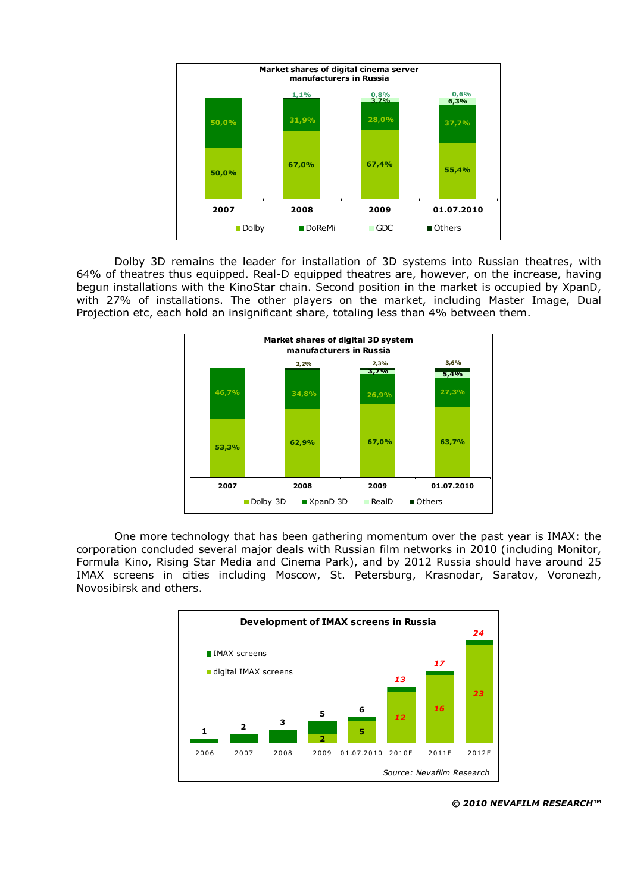Market shares of digital cinema server manufacturers in Russia

2007: 50,0% / 50,0%

2008: 67,0% / 31,9% / 1,1%

2009: 67,4% / 28,0% / 3,7% / 0,8%

01.07.2010: 55,4% / 37,7% / 6,3% / 0,6%

Dolby, DoReMi, GDC, Others

Dolby 3D remains the leader for installation of 3D systems into Russian theatres, with 64% of theatres thus equipped. Real-D equipped theatres are, however, on the increase, having begun installations with the KinoStar chain. Second position in the market is occupied by XpanD, with 27% of installations. The other players on the market, including Master Image, Dual Projection etc, each hold an insignificant share, totaling less than 4% between them.

Market shares of digital 3D system manufacturers in Russia

2007: 53,3% / 46,7%

2008: 62,9% / 34,8% / 2,2%

2009: 67,0% / 26,9% / 3,7% / 2,3%

01.07.2010: 63,7% / 27,3% / 5,4% / 3,6%

Dolby 3D, XpanD 3D, RealD, Others

One more technology that has been gathering momentum over the past year is IMAX: the corporation concluded several major deals with Russian film networks in 2010 (including Monitor, Formula Kino, Rising Star Media and Cinema Park), and by 2012 Russia should have around 25 IMAX screens in cities including Moscow, St. Petersburg, Krasnodar, Saratov, Voronezh, Novosibirsk and others.

Development of IMAX screens in Russia

IMAX screens

digital IMAX screens

2006: 1

2007: 2

2008: 3

2009: 5 / 2

01.07.2010: 6 / 5

2010F: 13 / 12

2011F: 17 / 16

2012F: 24 / 23

Source: Nevafilm Research

*© 2010 NEVAFILM RESEARCH™*